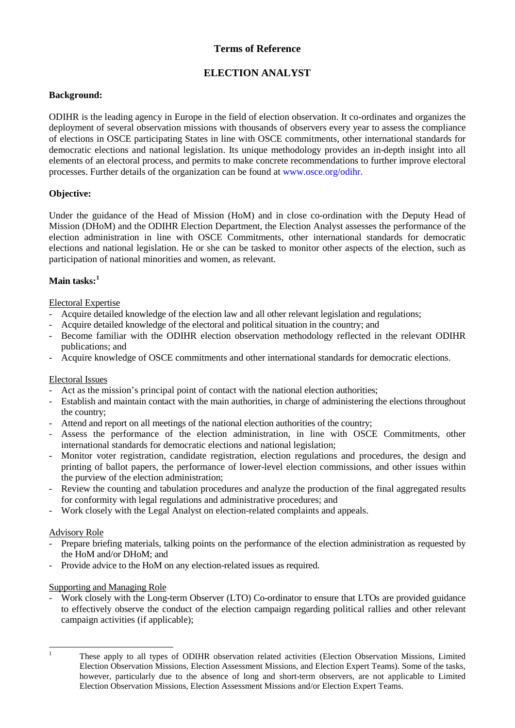# Terms of Reference

## ELECTION ANALYST

**Background:**

ODIHR is the leading agency in Europe in the field of election observation. It co-ordinates and organizes the deployment of several observation missions with thousands of observers every year to assess the compliance of elections in OSCE participating States in line with OSCE commitments, other international standards for democratic elections and national legislation. Its unique methodology provides an in-depth insight into all elements of an electoral process, and permits to make concrete recommendations to further improve electoral processes. Further details of the organization can be found at www.osce.org/odihr.

**Objective:**

Under the guidance of the Head of Mission (HoM) and in close co-ordination with the Deputy Head of Mission (DHoM) and the ODIHR Election Department, the Election Analyst assesses the performance of the election administration in line with OSCE Commitments, other international standards for democratic elections and national legislation. He or she can be tasked to monitor other aspects of the election, such as participation of national minorities and women, as relevant.

**Main tasks:**[1]

Electoral Expertise

- Acquire detailed knowledge of the election law and all other relevant legislation and regulations;
- Acquire detailed knowledge of the electoral and political situation in the country; and
- Become familiar with the ODIHR election observation methodology reflected in the relevant ODIHR publications; and
- Acquire knowledge of OSCE commitments and other international standards for democratic elections.

Electoral Issues

- Act as the mission's principal point of contact with the national election authorities;
- Establish and maintain contact with the main authorities, in charge of administering the elections throughout the country;
- Attend and report on all meetings of the national election authorities of the country;
- Assess the performance of the election administration, in line with OSCE Commitments, other international standards for democratic elections and national legislation;
- Monitor voter registration, candidate registration, election regulations and procedures, the design and printing of ballot papers, the performance of lower-level election commissions, and other issues within the purview of the election administration;
- Review the counting and tabulation procedures and analyze the production of the final aggregated results for conformity with legal regulations and administrative procedures; and
- Work closely with the Legal Analyst on election-related complaints and appeals.

Advisory Role

- Prepare briefing materials, talking points on the performance of the election administration as requested by the HoM and/or DHoM; and
- Provide advice to the HoM on any election-related issues as required.

Supporting and Managing Role

- Work closely with the Long-term Observer (LTO) Co-ordinator to ensure that LTOs are provided guidance to effectively observe the conduct of the election campaign regarding political rallies and other relevant campaign activities (if applicable);

[1] These apply to all types of ODIHR observation related activities (Election Observation Missions, Limited Election Observation Missions, Election Assessment Missions, and Election Expert Teams). Some of the tasks, however, particularly due to the absence of long and short-term observers, are not applicable to Limited Election Observation Missions, Election Assessment Missions and/or Election Expert Teams.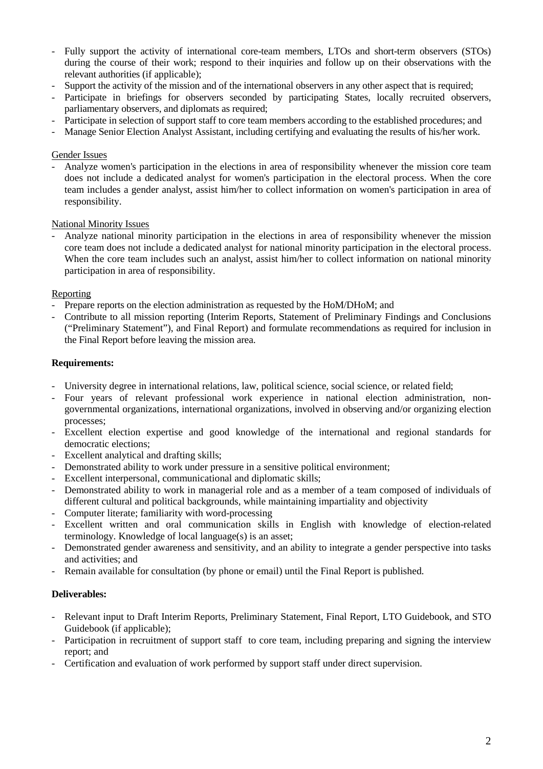- Fully support the activity of international core-team members, LTOs and short-term observers (STOs) during the course of their work; respond to their inquiries and follow up on their observations with the relevant authorities (if applicable);
- Support the activity of the mission and of the international observers in any other aspect that is required;
- Participate in briefings for observers seconded by participating States, locally recruited observers, parliamentary observers, and diplomats as required;
- Participate in selection of support staff to core team members according to the established procedures; and
- Manage Senior Election Analyst Assistant, including certifying and evaluating the results of his/her work.

Gender Issues

- Analyze women's participation in the elections in area of responsibility whenever the mission core team does not include a dedicated analyst for women's participation in the electoral process. When the core team includes a gender analyst, assist him/her to collect information on women's participation in area of responsibility.

National Minority Issues

- Analyze national minority participation in the elections in area of responsibility whenever the mission core team does not include a dedicated analyst for national minority participation in the electoral process. When the core team includes such an analyst, assist him/her to collect information on national minority participation in area of responsibility.

Reporting

- Prepare reports on the election administration as requested by the HoM/DHoM; and
- Contribute to all mission reporting (Interim Reports, Statement of Preliminary Findings and Conclusions ("Preliminary Statement"), and Final Report) and formulate recommendations as required for inclusion in the Final Report before leaving the mission area.

**Requirements:**

- University degree in international relations, law, political science, social science, or related field;
- Four years of relevant professional work experience in national election administration, non-governmental organizations, international organizations, involved in observing and/or organizing election processes;
- Excellent election expertise and good knowledge of the international and regional standards for democratic elections;
- Excellent analytical and drafting skills;
- Demonstrated ability to work under pressure in a sensitive political environment;
- Excellent interpersonal, communicational and diplomatic skills;
- Demonstrated ability to work in managerial role and as a member of a team composed of individuals of different cultural and political backgrounds, while maintaining impartiality and objectivity
- Computer literate; familiarity with word-processing
- Excellent written and oral communication skills in English with knowledge of election-related terminology. Knowledge of local language(s) is an asset;
- Demonstrated gender awareness and sensitivity, and an ability to integrate a gender perspective into tasks and activities; and
- Remain available for consultation (by phone or email) until the Final Report is published.

**Deliverables:**

- Relevant input to Draft Interim Reports, Preliminary Statement, Final Report, LTO Guidebook, and STO Guidebook (if applicable);
- Participation in recruitment of support staff to core team, including preparing and signing the interview report; and
- Certification and evaluation of work performed by support staff under direct supervision.